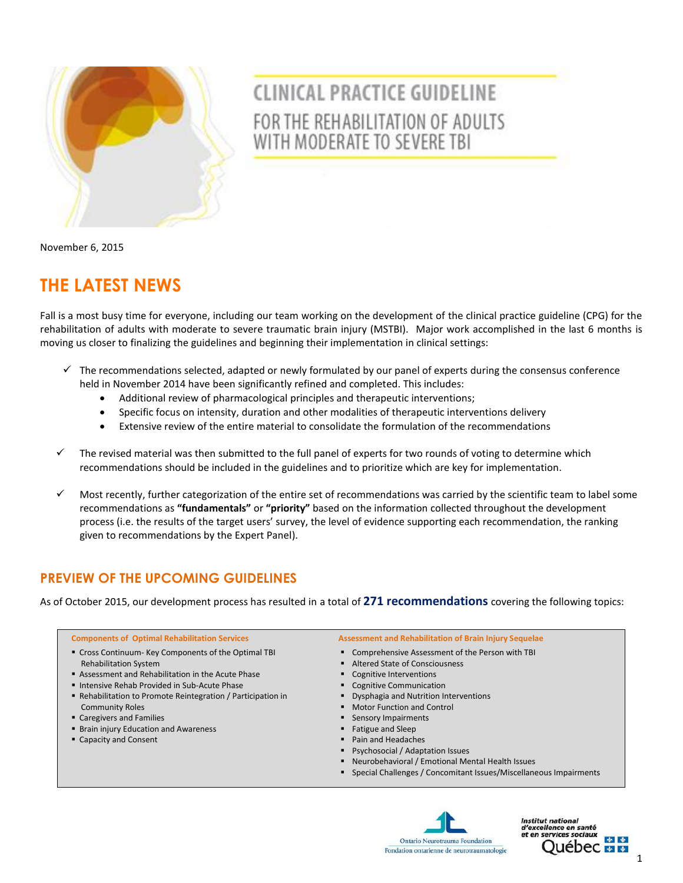# CLINICAL PRACTICE GUIDELINE

## FOR THE REHABILITATION OF ADULTS WITH MODERATE TO SEVERE TBI

November 6, 2015

## THE LATEST NEWS

Fall is a most busy time for everyone, including our team working on the development of the clinical practice guideline (CPG) for the rehabilitation of adults with moderate to severe traumatic brain injury (MSTBI). Major work accomplished in the last 6 months is moving us closer to finalizing the guidelines and beginning their implementation in clinical settings:

- ✓ The recommendations selected, adapted or newly formulated by our panel of experts during the consensus conference held in November 2014 have been significantly refined and completed. This includes:
  - Additional review of pharmacological principles and therapeutic interventions;
  - Specific focus on intensity, duration and other modalities of therapeutic interventions delivery
  - Extensive review of the entire material to consolidate the formulation of the recommendations
- ✓ The revised material was then submitted to the full panel of experts for two rounds of voting to determine which recommendations should be included in the guidelines and to prioritize which are key for implementation.
- ✓ Most recently, further categorization of the entire set of recommendations was carried by the scientific team to label some recommendations as **"fundamentals"** or **"priority"** based on the information collected throughout the development process (i.e. the results of the target users' survey, the level of evidence supporting each recommendation, the ranking given to recommendations by the Expert Panel).

## PREVIEW OF THE UPCOMING GUIDELINES

As of October 2015, our development process has resulted in a total of **271 recommendations** covering the following topics:

**Components of Optimal Rehabilitation Services**

- Cross Continuum- Key Components of the Optimal TBI Rehabilitation System
- Assessment and Rehabilitation in the Acute Phase
- Intensive Rehab Provided in Sub-Acute Phase
- Rehabilitation to Promote Reintegration / Participation in Community Roles
- Caregivers and Families
- Brain injury Education and Awareness
- Capacity and Consent

**Assessment and Rehabilitation of Brain Injury Sequelae**

- Comprehensive Assessment of the Person with TBI
- Altered State of Consciousness
- Cognitive Interventions
- Cognitive Communication
- Dysphagia and Nutrition Interventions
- Motor Function and Control
- Sensory Impairments
- Fatigue and Sleep
- Pain and Headaches
- Psychosocial / Adaptation Issues
- Neurobehavioral / Emotional Mental Health Issues
- Special Challenges / Concomitant Issues/Miscellaneous Impairments

Ontario Neurotrauma Foundation
Fondation ontarienne de neurotraumatologie

Institut national d'excellence en santé et en services sociaux
Québec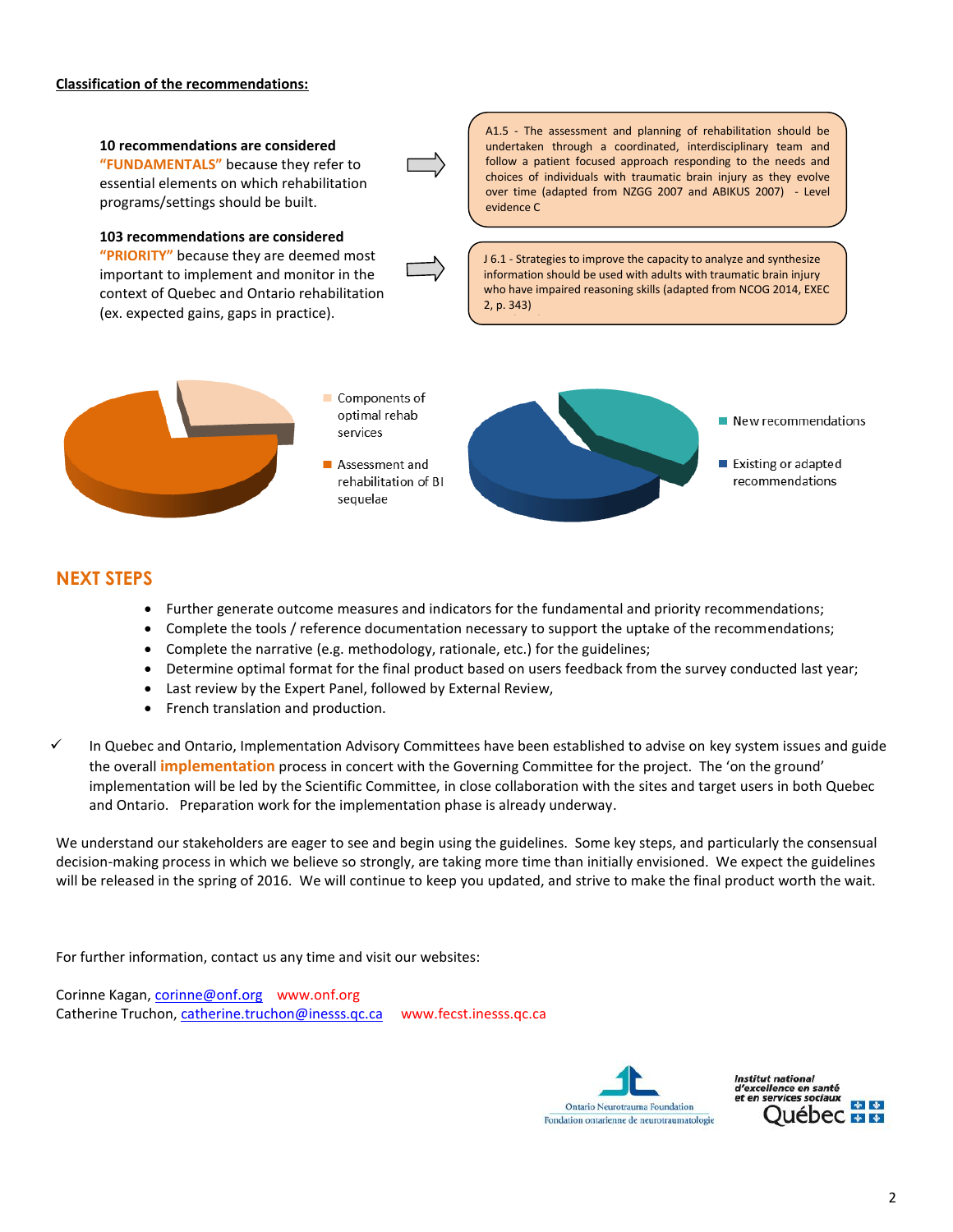**Classification of the recommendations:**

**10 recommendations are considered "FUNDAMENTALS"** because they refer to essential elements on which rehabilitation programs/settings should be built.

A1.5 - The assessment and planning of rehabilitation should be undertaken through a coordinated, interdisciplinary team and follow a patient focused approach responding to the needs and choices of individuals with traumatic brain injury as they evolve over time (adapted from NZGG 2007 and ABIKUS 2007) - Level evidence C

**103 recommendations are considered "PRIORITY"** because they are deemed most important to implement and monitor in the context of Quebec and Ontario rehabilitation (ex. expected gains, gaps in practice).

J 6.1 - Strategies to improve the capacity to analyze and synthesize information should be used with adults with traumatic brain injury who have impaired reasoning skills (adapted from NCOG 2014, EXEC 2, p. 343)

Components of optimal rehab services

Assessment and rehabilitation of BI sequelae

New recommendations

Existing or adapted recommendations

## NEXT STEPS

- Further generate outcome measures and indicators for the fundamental and priority recommendations;
- Complete the tools / reference documentation necessary to support the uptake of the recommendations;
- Complete the narrative (e.g. methodology, rationale, etc.) for the guidelines;
- Determine optimal format for the final product based on users feedback from the survey conducted last year;
- Last review by the Expert Panel, followed by External Review,
- French translation and production.

✓ In Quebec and Ontario, Implementation Advisory Committees have been established to advise on key system issues and guide the overall **implementation** process in concert with the Governing Committee for the project. The 'on the ground' implementation will be led by the Scientific Committee, in close collaboration with the sites and target users in both Quebec and Ontario. Preparation work for the implementation phase is already underway.

We understand our stakeholders are eager to see and begin using the guidelines. Some key steps, and particularly the consensual decision-making process in which we believe so strongly, are taking more time than initially envisioned. We expect the guidelines will be released in the spring of 2016. We will continue to keep you updated, and strive to make the final product worth the wait.

For further information, contact us any time and visit our websites:

Corinne Kagan, corinne@onf.org www.onf.org
Catherine Truchon, catherine.truchon@inesss.qc.ca www.fecst.inesss.qc.ca

Ontario Neurotrauma Foundation
Fondation ontarienne de neurotraumatologie

Institut national d'excellence en santé et en services sociaux
Québec